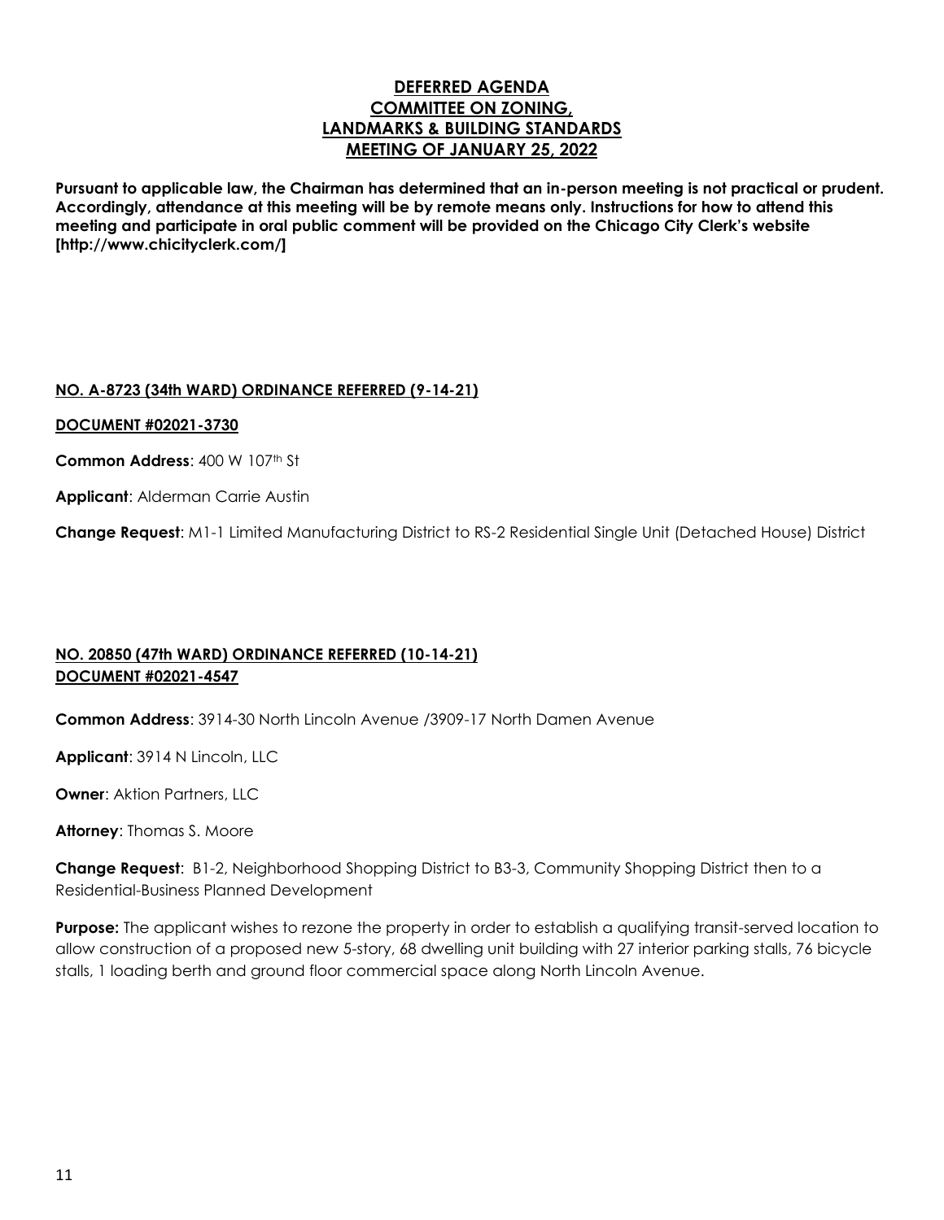# DEFERRED AGENDA
# COMMITTEE ON ZONING, LANDMARKS & BUILDING STANDARDS
# MEETING OF JANUARY 25, 2022

**Pursuant to applicable law, the Chairman has determined that an in-person meeting is not practical or prudent. Accordingly, attendance at this meeting will be by remote means only. Instructions for how to attend this meeting and participate in oral public comment will be provided on the Chicago City Clerk's website [http://www.chicityclerk.com/]**

## NO. A-8723 (34th WARD) ORDINANCE REFERRED (9-14-21)

**DOCUMENT #02021-3730**

**Common Address**: 400 W 107th St

**Applicant**: Alderman Carrie Austin

**Change Request**: M1-1 Limited Manufacturing District to RS-2 Residential Single Unit (Detached House) District

## NO. 20850 (47th WARD) ORDINANCE REFERRED (10-14-21)

**DOCUMENT #02021-4547**

**Common Address**: 3914-30 North Lincoln Avenue /3909-17 North Damen Avenue

**Applicant**: 3914 N Lincoln, LLC

**Owner**: Aktion Partners, LLC

**Attorney**: Thomas S. Moore

**Change Request**: B1-2, Neighborhood Shopping District to B3-3, Community Shopping District then to a Residential-Business Planned Development

**Purpose:** The applicant wishes to rezone the property in order to establish a qualifying transit-served location to allow construction of a proposed new 5-story, 68 dwelling unit building with 27 interior parking stalls, 76 bicycle stalls, 1 loading berth and ground floor commercial space along North Lincoln Avenue.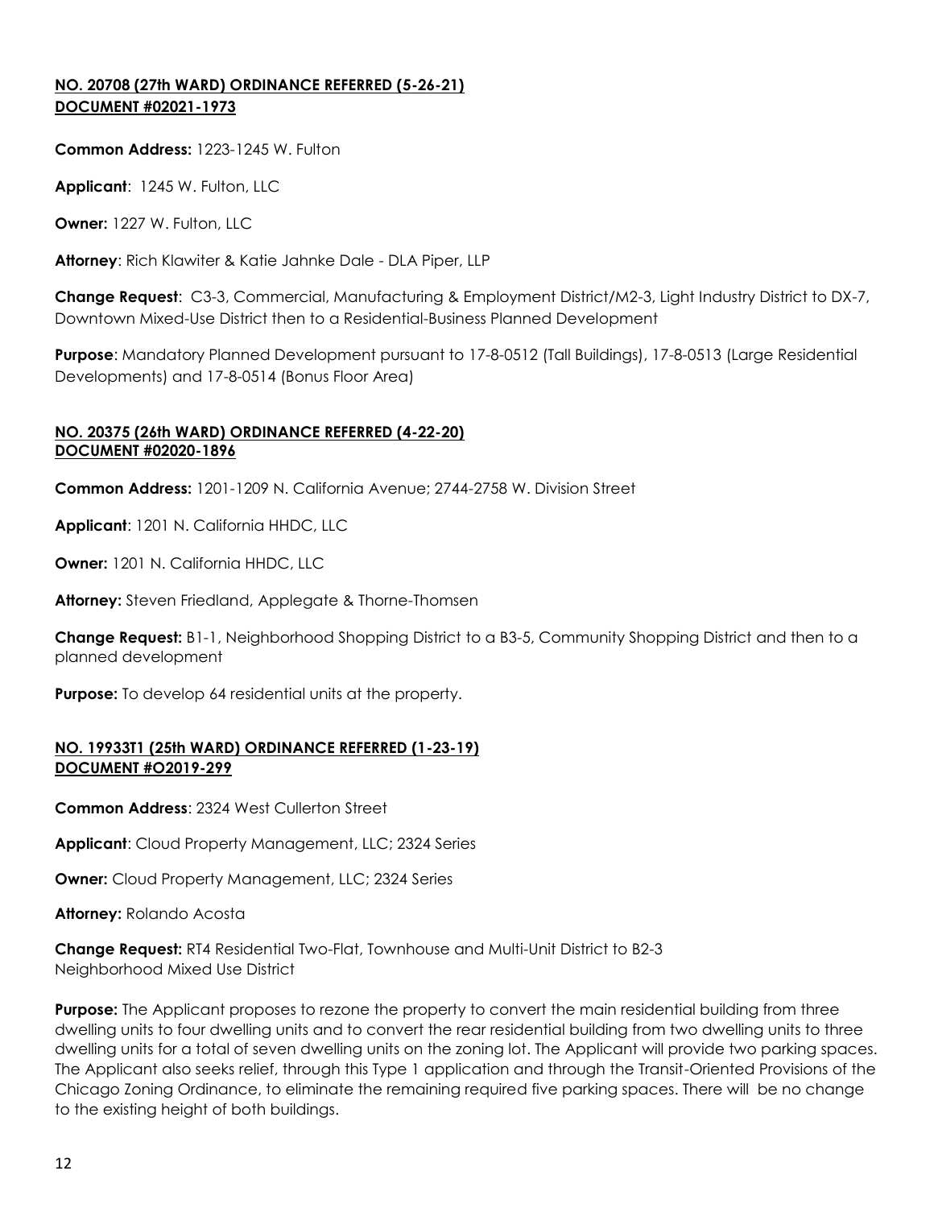**NO. 20708 (27th WARD) ORDINANCE REFERRED (5-26-21)**
**DOCUMENT #02021-1973**

**Common Address:** 1223-1245 W. Fulton

**Applicant**: 1245 W. Fulton, LLC

**Owner:** 1227 W. Fulton, LLC

**Attorney**: Rich Klawiter & Katie Jahnke Dale - DLA Piper, LLP

**Change Request**: C3-3, Commercial, Manufacturing & Employment District/M2-3, Light Industry District to DX-7, Downtown Mixed-Use District then to a Residential-Business Planned Development

**Purpose**: Mandatory Planned Development pursuant to 17-8-0512 (Tall Buildings), 17-8-0513 (Large Residential Developments) and 17-8-0514 (Bonus Floor Area)

**NO. 20375 (26th WARD) ORDINANCE REFERRED (4-22-20)**
**DOCUMENT #02020-1896**

**Common Address:** 1201-1209 N. California Avenue; 2744-2758 W. Division Street

**Applicant**: 1201 N. California HHDC, LLC

**Owner:** 1201 N. California HHDC, LLC

**Attorney:** Steven Friedland, Applegate & Thorne-Thomsen

**Change Request:** B1-1, Neighborhood Shopping District to a B3-5, Community Shopping District and then to a planned development

**Purpose:** To develop 64 residential units at the property.

**NO. 19933T1 (25th WARD) ORDINANCE REFERRED (1-23-19)**
**DOCUMENT #O2019-299**

**Common Address**: 2324 West Cullerton Street

**Applicant**: Cloud Property Management, LLC; 2324 Series

**Owner:** Cloud Property Management, LLC; 2324 Series

**Attorney:** Rolando Acosta

**Change Request:** RT4 Residential Two-Flat, Townhouse and Multi-Unit District to B2-3 Neighborhood Mixed Use District

**Purpose:** The Applicant proposes to rezone the property to convert the main residential building from three dwelling units to four dwelling units and to convert the rear residential building from two dwelling units to three dwelling units for a total of seven dwelling units on the zoning lot. The Applicant will provide two parking spaces. The Applicant also seeks relief, through this Type 1 application and through the Transit-Oriented Provisions of the Chicago Zoning Ordinance, to eliminate the remaining required five parking spaces. There will be no change to the existing height of both buildings.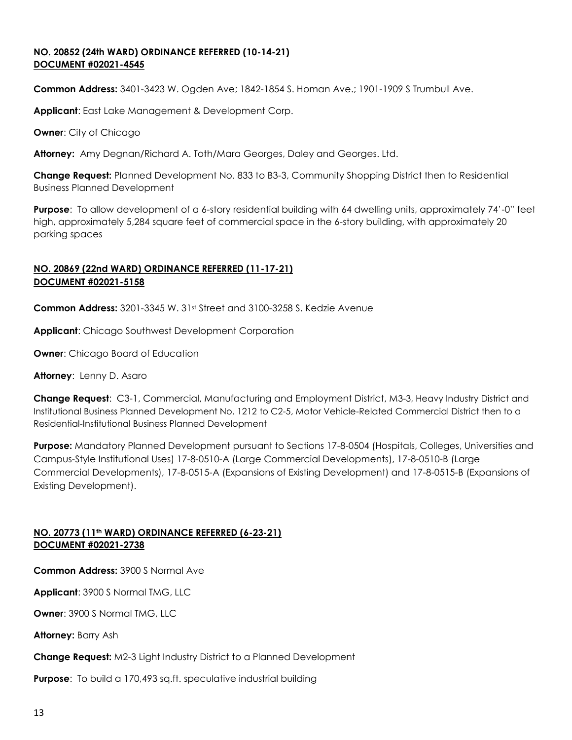**NO. 20852 (24th WARD) ORDINANCE REFERRED (10-14-21)**
**DOCUMENT #02021-4545**

**Common Address:** 3401-3423 W. Ogden Ave; 1842-1854 S. Homan Ave.; 1901-1909 S Trumbull Ave.

**Applicant**: East Lake Management & Development Corp.

**Owner**: City of Chicago

**Attorney:** Amy Degnan/Richard A. Toth/Mara Georges, Daley and Georges. Ltd.

**Change Request:** Planned Development No. 833 to B3-3, Community Shopping District then to Residential Business Planned Development

**Purpose**: To allow development of a 6-story residential building with 64 dwelling units, approximately 74'-0" feet high, approximately 5,284 square feet of commercial space in the 6-story building, with approximately 20 parking spaces

**NO. 20869 (22nd WARD) ORDINANCE REFERRED (11-17-21)**
**DOCUMENT #02021-5158**

**Common Address:** 3201-3345 W. 31st Street and 3100-3258 S. Kedzie Avenue

**Applicant**: Chicago Southwest Development Corporation

**Owner**: Chicago Board of Education

**Attorney**: Lenny D. Asaro

**Change Request**: C3-1, Commercial, Manufacturing and Employment District, M3-3, Heavy Industry District and Institutional Business Planned Development No. 1212 to C2-5, Motor Vehicle-Related Commercial District then to a Residential-Institutional Business Planned Development

**Purpose:** Mandatory Planned Development pursuant to Sections 17-8-0504 (Hospitals, Colleges, Universities and Campus-Style Institutional Uses) 17-8-0510-A (Large Commercial Developments), 17-8-0510-B (Large Commercial Developments), 17-8-0515-A (Expansions of Existing Development) and 17-8-0515-B (Expansions of Existing Development).

**NO. 20773 (11th WARD) ORDINANCE REFERRED (6-23-21)**
**DOCUMENT #02021-2738**

**Common Address:** 3900 S Normal Ave

**Applicant**: 3900 S Normal TMG, LLC

**Owner**: 3900 S Normal TMG, LLC

**Attorney:** Barry Ash

**Change Request:** M2-3 Light Industry District to a Planned Development

**Purpose**: To build a 170,493 sq.ft. speculative industrial building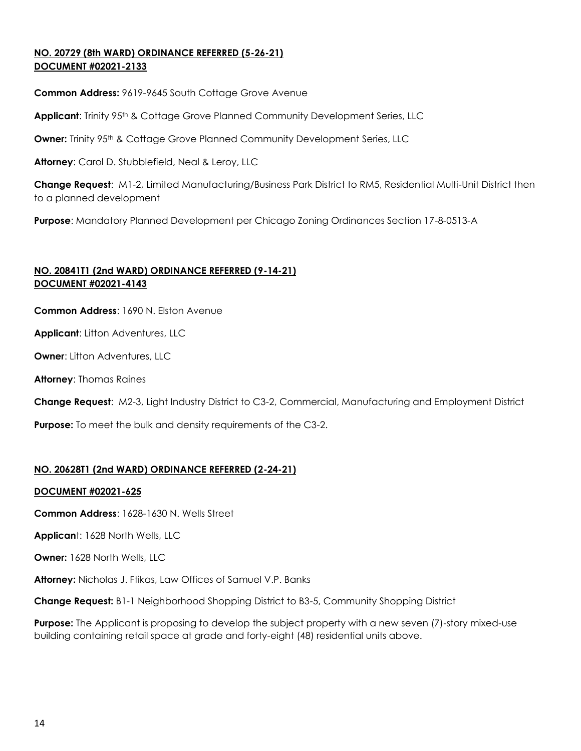**NO. 20729 (8th WARD) ORDINANCE REFERRED (5-26-21)**
**DOCUMENT #02021-2133**

**Common Address:** 9619-9645 South Cottage Grove Avenue

**Applicant**: Trinity 95th & Cottage Grove Planned Community Development Series, LLC

**Owner:** Trinity 95th & Cottage Grove Planned Community Development Series, LLC

**Attorney**: Carol D. Stubblefield, Neal & Leroy, LLC

**Change Request**: M1-2, Limited Manufacturing/Business Park District to RM5, Residential Multi-Unit District then to a planned development

**Purpose**: Mandatory Planned Development per Chicago Zoning Ordinances Section 17-8-0513-A

**NO. 20841T1 (2nd WARD) ORDINANCE REFERRED (9-14-21)**
**DOCUMENT #02021-4143**

**Common Address**: 1690 N. Elston Avenue

**Applicant**: Litton Adventures, LLC

**Owner**: Litton Adventures, LLC

**Attorney**: Thomas Raines

**Change Request**: M2-3, Light Industry District to C3-2, Commercial, Manufacturing and Employment District

**Purpose:** To meet the bulk and density requirements of the C3-2.

**NO. 20628T1 (2nd WARD) ORDINANCE REFERRED (2-24-21)**

**DOCUMENT #02021-625**

**Common Address**: 1628-1630 N. Wells Street

**Applicant**: 1628 North Wells, LLC

**Owner:** 1628 North Wells, LLC

**Attorney:** Nicholas J. Ftikas, Law Offices of Samuel V.P. Banks

**Change Request:** B1-1 Neighborhood Shopping District to B3-5, Community Shopping District

**Purpose:** The Applicant is proposing to develop the subject property with a new seven (7)-story mixed-use building containing retail space at grade and forty-eight (48) residential units above.